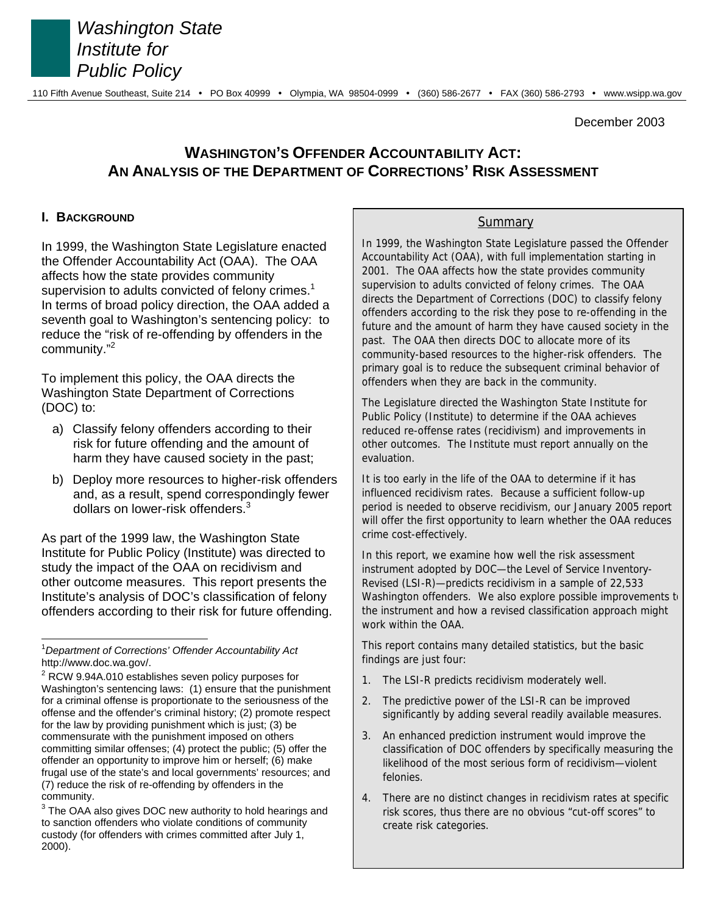# Washington State Institute for Public Policy

110 Fifth Avenue Southeast, Suite 214 • PO Box 40999 • Olympia, WA 98504-0999 • (360) 586-2677 • FAX (360) 586-2793 • www.wsipp.wa.gov

December 2003

## WASHINGTON'S OFFENDER ACCOUNTABILITY ACT: AN ANALYSIS OF THE DEPARTMENT OF CORRECTIONS' RISK ASSESSMENT

### I. BACKGROUND

In 1999, the Washington State Legislature enacted the Offender Accountability Act (OAA). The OAA affects how the state provides community supervision to adults convicted of felony crimes.[1] In terms of broad policy direction, the OAA added a seventh goal to Washington's sentencing policy: to reduce the "risk of re-offending by offenders in the community."[2]

To implement this policy, the OAA directs the Washington State Department of Corrections (DOC) to:

a) Classify felony offenders according to their risk for future offending and the amount of harm they have caused society in the past;

b) Deploy more resources to higher-risk offenders and, as a result, spend correspondingly fewer dollars on lower-risk offenders.[3]

As part of the 1999 law, the Washington State Institute for Public Policy (Institute) was directed to study the impact of the OAA on recidivism and other outcome measures. This report presents the Institute's analysis of DOC's classification of felony offenders according to their risk for future offending.

### Summary

In 1999, the Washington State Legislature passed the Offender Accountability Act (OAA), with full implementation starting in 2001. The OAA affects how the state provides community supervision to adults convicted of felony crimes. The OAA directs the Department of Corrections (DOC) to classify felony offenders according to the risk they pose to re-offending in the future and the amount of harm they have caused society in the past. The OAA then directs DOC to allocate more of its community-based resources to the higher-risk offenders. The primary goal is to reduce the subsequent criminal behavior of offenders when they are back in the community.

The Legislature directed the Washington State Institute for Public Policy (Institute) to determine if the OAA achieves reduced re-offense rates (recidivism) and improvements in other outcomes. The Institute must report annually on the evaluation.

It is too early in the life of the OAA to determine if it has influenced recidivism rates. Because a sufficient follow-up period is needed to observe recidivism, our January 2005 report will offer the first opportunity to learn whether the OAA reduces crime cost-effectively.

In this report, we examine how well the risk assessment instrument adopted by DOC—the Level of Service Inventory-Revised (LSI-R)—predicts recidivism in a sample of 22,533 Washington offenders. We also explore possible improvements to the instrument and how a revised classification approach might work within the OAA.

This report contains many detailed statistics, but the basic findings are just four:

1. The LSI-R predicts recidivism moderately well.
2. The predictive power of the LSI-R can be improved significantly by adding several readily available measures.
3. An enhanced prediction instrument would improve the classification of DOC offenders by specifically measuring the likelihood of the most serious form of recidivism—violent felonies.
4. There are no distinct changes in recidivism rates at specific risk scores, thus there are no obvious "cut-off scores" to create risk categories.

---

[1] *Department of Corrections' Offender Accountability Act* http://www.doc.wa.gov/.

[2] RCW 9.94A.010 establishes seven policy purposes for Washington's sentencing laws: (1) ensure that the punishment for a criminal offense is proportionate to the seriousness of the offense and the offender's criminal history; (2) promote respect for the law by providing punishment which is just; (3) be commensurate with the punishment imposed on others committing similar offenses; (4) protect the public; (5) offer the offender an opportunity to improve him or herself; (6) make frugal use of the state's and local governments' resources; and (7) reduce the risk of re-offending by offenders in the community.

[3] The OAA also gives DOC new authority to hold hearings and to sanction offenders who violate conditions of community custody (for offenders with crimes committed after July 1, 2000).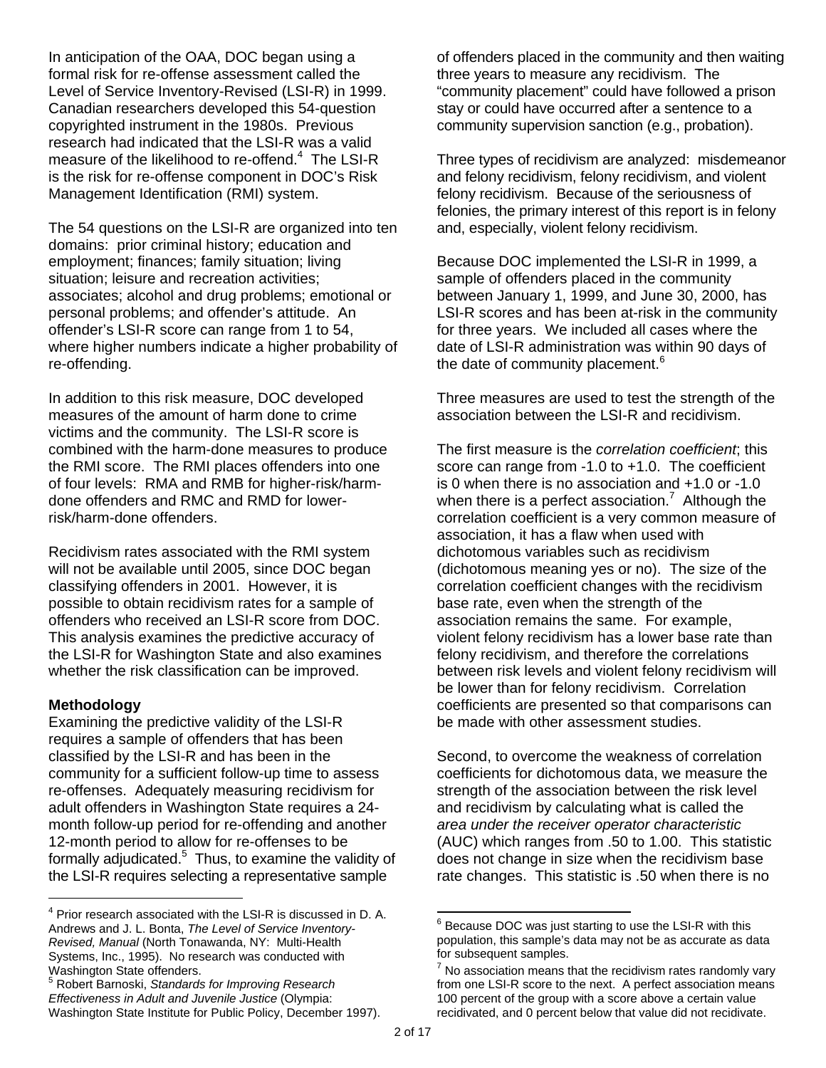In anticipation of the OAA, DOC began using a formal risk for re-offense assessment called the Level of Service Inventory-Revised (LSI-R) in 1999. Canadian researchers developed this 54-question copyrighted instrument in the 1980s. Previous research had indicated that the LSI-R was a valid measure of the likelihood to re-offend.[4] The LSI-R is the risk for re-offense component in DOC's Risk Management Identification (RMI) system.

The 54 questions on the LSI-R are organized into ten domains: prior criminal history; education and employment; finances; family situation; living situation; leisure and recreation activities; associates; alcohol and drug problems; emotional or personal problems; and offender's attitude. An offender's LSI-R score can range from 1 to 54, where higher numbers indicate a higher probability of re-offending.

In addition to this risk measure, DOC developed measures of the amount of harm done to crime victims and the community. The LSI-R score is combined with the harm-done measures to produce the RMI score. The RMI places offenders into one of four levels: RMA and RMB for higher-risk/harm-done offenders and RMC and RMD for lower-risk/harm-done offenders.

Recidivism rates associated with the RMI system will not be available until 2005, since DOC began classifying offenders in 2001. However, it is possible to obtain recidivism rates for a sample of offenders who received an LSI-R score from DOC. This analysis examines the predictive accuracy of the LSI-R for Washington State and also examines whether the risk classification can be improved.

**Methodology**

Examining the predictive validity of the LSI-R requires a sample of offenders that has been classified by the LSI-R and has been in the community for a sufficient follow-up time to assess re-offenses. Adequately measuring recidivism for adult offenders in Washington State requires a 24-month follow-up period for re-offending and another 12-month period to allow for re-offenses to be formally adjudicated.[5] Thus, to examine the validity of the LSI-R requires selecting a representative sample of offenders placed in the community and then waiting three years to measure any recidivism. The "community placement" could have followed a prison stay or could have occurred after a sentence to a community supervision sanction (e.g., probation).

Three types of recidivism are analyzed: misdemeanor and felony recidivism, felony recidivism, and violent felony recidivism. Because of the seriousness of felonies, the primary interest of this report is in felony and, especially, violent felony recidivism.

Because DOC implemented the LSI-R in 1999, a sample of offenders placed in the community between January 1, 1999, and June 30, 2000, has LSI-R scores and has been at-risk in the community for three years. We included all cases where the date of LSI-R administration was within 90 days of the date of community placement.[6]

Three measures are used to test the strength of the association between the LSI-R and recidivism.

The first measure is the *correlation coefficient*; this score can range from -1.0 to +1.0. The coefficient is 0 when there is no association and +1.0 or -1.0 when there is a perfect association.[7] Although the correlation coefficient is a very common measure of association, it has a flaw when used with dichotomous variables such as recidivism (dichotomous meaning yes or no). The size of the correlation coefficient changes with the recidivism base rate, even when the strength of the association remains the same. For example, violent felony recidivism has a lower base rate than felony recidivism, and therefore the correlations between risk levels and violent felony recidivism will be lower than for felony recidivism. Correlation coefficients are presented so that comparisons can be made with other assessment studies.

Second, to overcome the weakness of correlation coefficients for dichotomous data, we measure the strength of the association between the risk level and recidivism by calculating what is called the *area under the receiver operator characteristic* (AUC) which ranges from .50 to 1.00. This statistic does not change in size when the recidivism base rate changes. This statistic is .50 when there is no

[4] Prior research associated with the LSI-R is discussed in D. A. Andrews and J. L. Bonta, *The Level of Service Inventory-Revised, Manual* (North Tonawanda, NY: Multi-Health Systems, Inc., 1995). No research was conducted with Washington State offenders.

[5] Robert Barnoski, *Standards for Improving Research Effectiveness in Adult and Juvenile Justice* (Olympia: Washington State Institute for Public Policy, December 1997).

[6] Because DOC was just starting to use the LSI-R with this population, this sample's data may not be as accurate as data for subsequent samples.

[7] No association means that the recidivism rates randomly vary from one LSI-R score to the next. A perfect association means 100 percent of the group with a score above a certain value recidivated, and 0 percent below that value did not recidivate.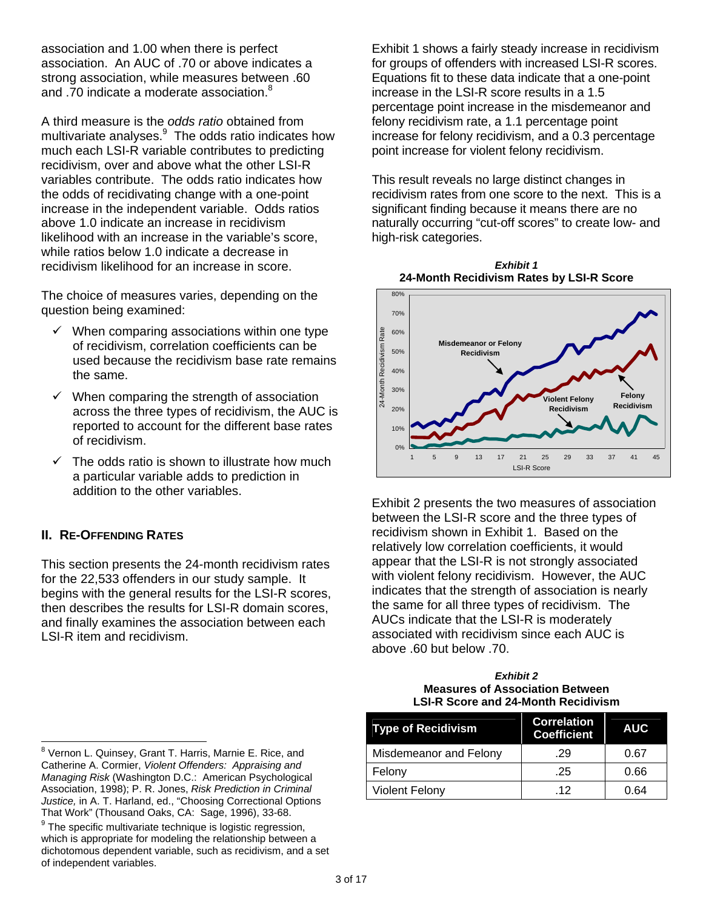association and 1.00 when there is perfect association. An AUC of .70 or above indicates a strong association, while measures between .60 and .70 indicate a moderate association.[8]

A third measure is the *odds ratio* obtained from multivariate analyses.[9] The odds ratio indicates how much each LSI-R variable contributes to predicting recidivism, over and above what the other LSI-R variables contribute. The odds ratio indicates how the odds of recidivating change with a one-point increase in the independent variable. Odds ratios above 1.0 indicate an increase in recidivism likelihood with an increase in the variable's score, while ratios below 1.0 indicate a decrease in recidivism likelihood for an increase in score.

The choice of measures varies, depending on the question being examined:

- ✓ When comparing associations within one type of recidivism, correlation coefficients can be used because the recidivism base rate remains the same.
- ✓ When comparing the strength of association across the three types of recidivism, the AUC is reported to account for the different base rates of recidivism.
- ✓ The odds ratio is shown to illustrate how much a particular variable adds to prediction in addition to the other variables.

## II. Re-Offending Rates

This section presents the 24-month recidivism rates for the 22,533 offenders in our study sample. It begins with the general results for the LSI-R scores, then describes the results for LSI-R domain scores, and finally examines the association between each LSI-R item and recidivism.

Exhibit 1 shows a fairly steady increase in recidivism for groups of offenders with increased LSI-R scores. Equations fit to these data indicate that a one-point increase in the LSI-R score results in a 1.5 percentage point increase in the misdemeanor and felony recidivism rate, a 1.1 percentage point increase for felony recidivism, and a 0.3 percentage point increase for violent felony recidivism.

This result reveals no large distinct changes in recidivism rates from one score to the next. This is a significant finding because it means there are no naturally occurring "cut-off scores" to create low- and high-risk categories.

***Exhibit 1***
**24-Month Recidivism Rates by LSI-R Score**

Exhibit 2 presents the two measures of association between the LSI-R score and the three types of recidivism shown in Exhibit 1. Based on the relatively low correlation coefficients, it would appear that the LSI-R is not strongly associated with violent felony recidivism. However, the AUC indicates that the strength of association is nearly the same for all three types of recidivism. The AUCs indicate that the LSI-R is moderately associated with recidivism since each AUC is above .60 but below .70.

***Exhibit 2***
**Measures of Association Between LSI-R Score and 24-Month Recidivism**

| Type of Recidivism | Correlation Coefficient | AUC |
|---|---|---|
| Misdemeanor and Felony | .29 | 0.67 |
| Felony | .25 | 0.66 |
| Violent Felony | .12 | 0.64 |

---

[8] Vernon L. Quinsey, Grant T. Harris, Marnie E. Rice, and Catherine A. Cormier, *Violent Offenders: Appraising and Managing Risk* (Washington D.C.: American Psychological Association, 1998); P. R. Jones, *Risk Prediction in Criminal Justice,* in A. T. Harland, ed., "Choosing Correctional Options That Work" (Thousand Oaks, CA: Sage, 1996), 33-68.

[9] The specific multivariate technique is logistic regression, which is appropriate for modeling the relationship between a dichotomous dependent variable, such as recidivism, and a set of independent variables.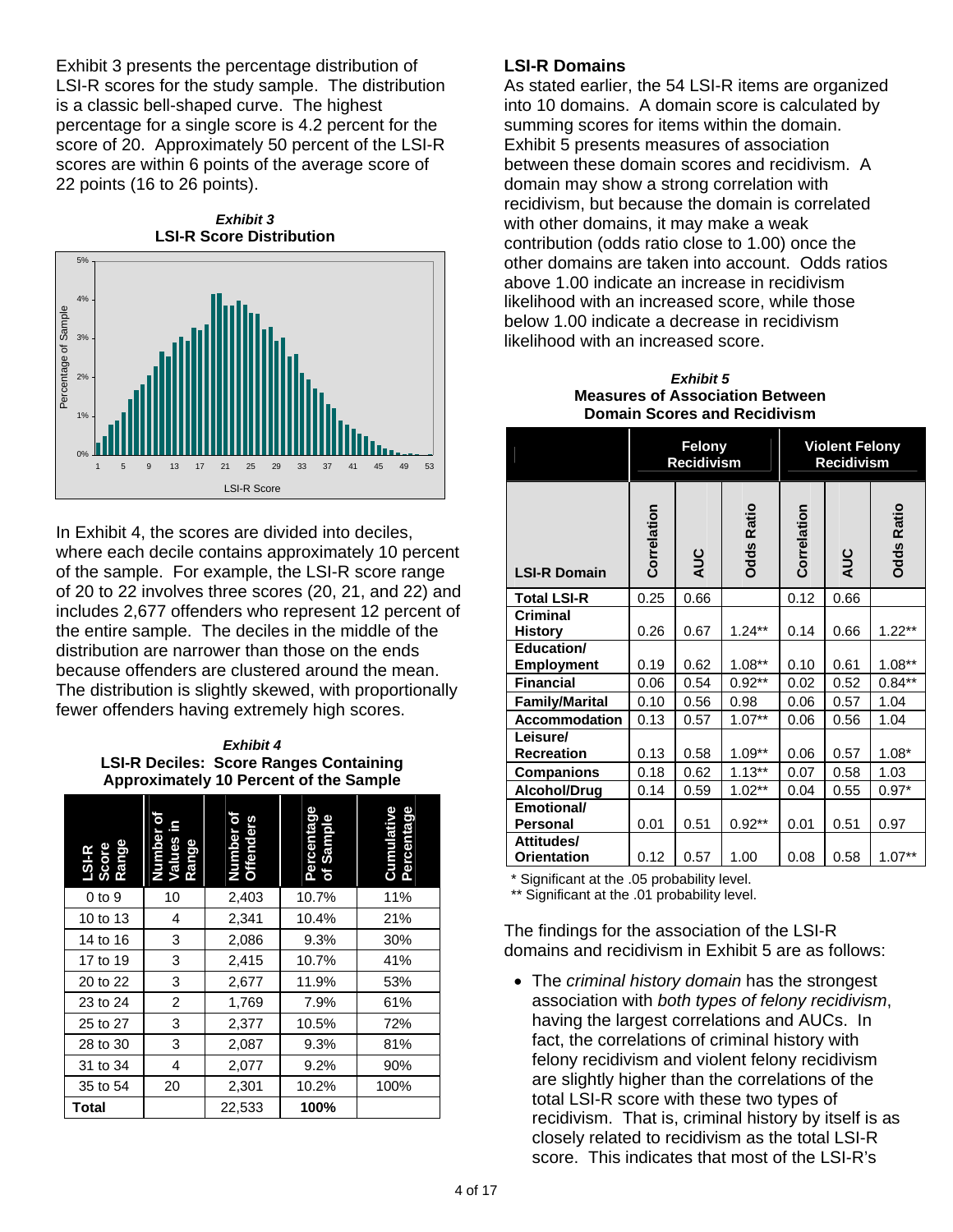Exhibit 3 presents the percentage distribution of LSI-R scores for the study sample. The distribution is a classic bell-shaped curve. The highest percentage for a single score is 4.2 percent for the score of 20. Approximately 50 percent of the LSI-R scores are within 6 points of the average score of 22 points (16 to 26 points).

***Exhibit 3***
**LSI-R Score Distribution**

In Exhibit 4, the scores are divided into deciles, where each decile contains approximately 10 percent of the sample. For example, the LSI-R score range of 20 to 22 involves three scores (20, 21, and 22) and includes 2,677 offenders who represent 12 percent of the entire sample. The deciles in the middle of the distribution are narrower than those on the ends because offenders are clustered around the mean. The distribution is slightly skewed, with proportionally fewer offenders having extremely high scores.

***Exhibit 4***
**LSI-R Deciles: Score Ranges Containing Approximately 10 Percent of the Sample**

| LSI-R Score Range | Number of Values in Range | Number of Offenders | Percentage of Sample | Cumulative Percentage |
|---|---|---|---|---|
| 0 to 9 | 10 | 2,403 | 10.7% | 11% |
| 10 to 13 | 4 | 2,341 | 10.4% | 21% |
| 14 to 16 | 3 | 2,086 | 9.3% | 30% |
| 17 to 19 | 3 | 2,415 | 10.7% | 41% |
| 20 to 22 | 3 | 2,677 | 11.9% | 53% |
| 23 to 24 | 2 | 1,769 | 7.9% | 61% |
| 25 to 27 | 3 | 2,377 | 10.5% | 72% |
| 28 to 30 | 3 | 2,087 | 9.3% | 81% |
| 31 to 34 | 4 | 2,077 | 9.2% | 90% |
| 35 to 54 | 20 | 2,301 | 10.2% | 100% |
| **Total** | | 22,533 | **100%** | |

### LSI-R Domains

As stated earlier, the 54 LSI-R items are organized into 10 domains. A domain score is calculated by summing scores for items within the domain. Exhibit 5 presents measures of association between these domain scores and recidivism. A domain may show a strong correlation with recidivism, but because the domain is correlated with other domains, it may make a weak contribution (odds ratio close to 1.00) once the other domains are taken into account. Odds ratios above 1.00 indicate an increase in recidivism likelihood with an increased score, while those below 1.00 indicate a decrease in recidivism likelihood with an increased score.

***Exhibit 5***
**Measures of Association Between Domain Scores and Recidivism**

| | Felony Recidivism | | | Violent Felony Recidivism | | |
|---|---|---|---|---|---|---|
| **LSI-R Domain** | Correlation | AUC | Odds Ratio | Correlation | AUC | Odds Ratio |
| **Total LSI-R** | 0.25 | 0.66 | | 0.12 | 0.66 | |
| **Criminal History** | 0.26 | 0.67 | 1.24** | 0.14 | 0.66 | 1.22** |
| **Education/ Employment** | 0.19 | 0.62 | 1.08** | 0.10 | 0.61 | 1.08** |
| **Financial** | 0.06 | 0.54 | 0.92** | 0.02 | 0.52 | 0.84** |
| **Family/Marital** | 0.10 | 0.56 | 0.98 | 0.06 | 0.57 | 1.04 |
| **Accommodation** | 0.13 | 0.57 | 1.07** | 0.06 | 0.56 | 1.04 |
| **Leisure/ Recreation** | 0.13 | 0.58 | 1.09** | 0.06 | 0.57 | 1.08* |
| **Companions** | 0.18 | 0.62 | 1.13** | 0.07 | 0.58 | 1.03 |
| **Alcohol/Drug** | 0.14 | 0.59 | 1.02** | 0.04 | 0.55 | 0.97* |
| **Emotional/ Personal** | 0.01 | 0.51 | 0.92** | 0.01 | 0.51 | 0.97 |
| **Attitudes/ Orientation** | 0.12 | 0.57 | 1.00 | 0.08 | 0.58 | 1.07** |

\* Significant at the .05 probability level.
** Significant at the .01 probability level.

The findings for the association of the LSI-R domains and recidivism in Exhibit 5 are as follows:

- The *criminal history domain* has the strongest association with *both types of felony recidivism*, having the largest correlations and AUCs. In fact, the correlations of criminal history with felony recidivism and violent felony recidivism are slightly higher than the correlations of the total LSI-R score with these two types of recidivism. That is, criminal history by itself is as closely related to recidivism as the total LSI-R score. This indicates that most of the LSI-R's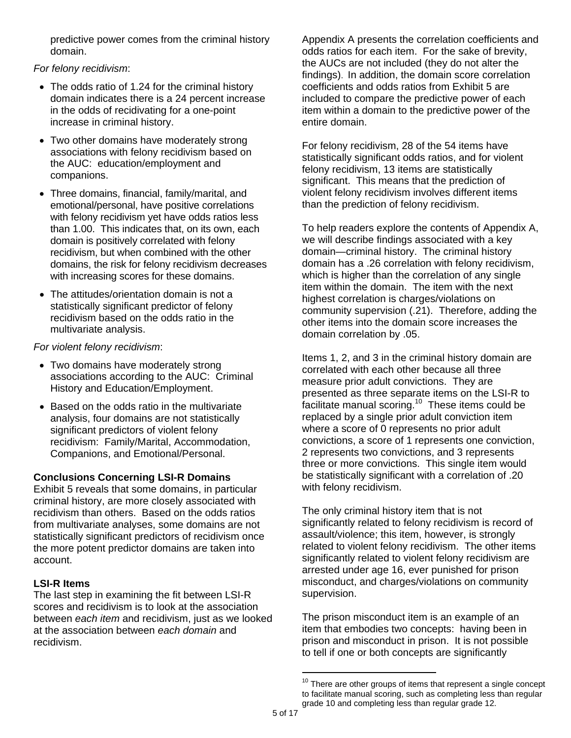predictive power comes from the criminal history domain.

*For felony recidivism*:

- The odds ratio of 1.24 for the criminal history domain indicates there is a 24 percent increase in the odds of recidivating for a one-point increase in criminal history.
- Two other domains have moderately strong associations with felony recidivism based on the AUC: education/employment and companions.
- Three domains, financial, family/marital, and emotional/personal, have positive correlations with felony recidivism yet have odds ratios less than 1.00. This indicates that, on its own, each domain is positively correlated with felony recidivism, but when combined with the other domains, the risk for felony recidivism decreases with increasing scores for these domains.
- The attitudes/orientation domain is not a statistically significant predictor of felony recidivism based on the odds ratio in the multivariate analysis.

*For violent felony recidivism*:

- Two domains have moderately strong associations according to the AUC: Criminal History and Education/Employment.
- Based on the odds ratio in the multivariate analysis, four domains are not statistically significant predictors of violent felony recidivism: Family/Marital, Accommodation, Companions, and Emotional/Personal.

**Conclusions Concerning LSI-R Domains**

Exhibit 5 reveals that some domains, in particular criminal history, are more closely associated with recidivism than others. Based on the odds ratios from multivariate analyses, some domains are not statistically significant predictors of recidivism once the more potent predictor domains are taken into account.

**LSI-R Items**

The last step in examining the fit between LSI-R scores and recidivism is to look at the association between *each item* and recidivism, just as we looked at the association between *each domain* and recidivism.

Appendix A presents the correlation coefficients and odds ratios for each item. For the sake of brevity, the AUCs are not included (they do not alter the findings). In addition, the domain score correlation coefficients and odds ratios from Exhibit 5 are included to compare the predictive power of each item within a domain to the predictive power of the entire domain.

For felony recidivism, 28 of the 54 items have statistically significant odds ratios, and for violent felony recidivism, 13 items are statistically significant. This means that the prediction of violent felony recidivism involves different items than the prediction of felony recidivism.

To help readers explore the contents of Appendix A, we will describe findings associated with a key domain—criminal history. The criminal history domain has a .26 correlation with felony recidivism, which is higher than the correlation of any single item within the domain. The item with the next highest correlation is charges/violations on community supervision (.21). Therefore, adding the other items into the domain score increases the domain correlation by .05.

Items 1, 2, and 3 in the criminal history domain are correlated with each other because all three measure prior adult convictions. They are presented as three separate items on the LSI-R to facilitate manual scoring.[10] These items could be replaced by a single prior adult conviction item where a score of 0 represents no prior adult convictions, a score of 1 represents one conviction, 2 represents two convictions, and 3 represents three or more convictions. This single item would be statistically significant with a correlation of .20 with felony recidivism.

The only criminal history item that is not significantly related to felony recidivism is record of assault/violence; this item, however, is strongly related to violent felony recidivism. The other items significantly related to violent felony recidivism are arrested under age 16, ever punished for prison misconduct, and charges/violations on community supervision.

The prison misconduct item is an example of an item that embodies two concepts: having been in prison and misconduct in prison. It is not possible to tell if one or both concepts are significantly

[10] There are other groups of items that represent a single concept to facilitate manual scoring, such as completing less than regular grade 10 and completing less than regular grade 12.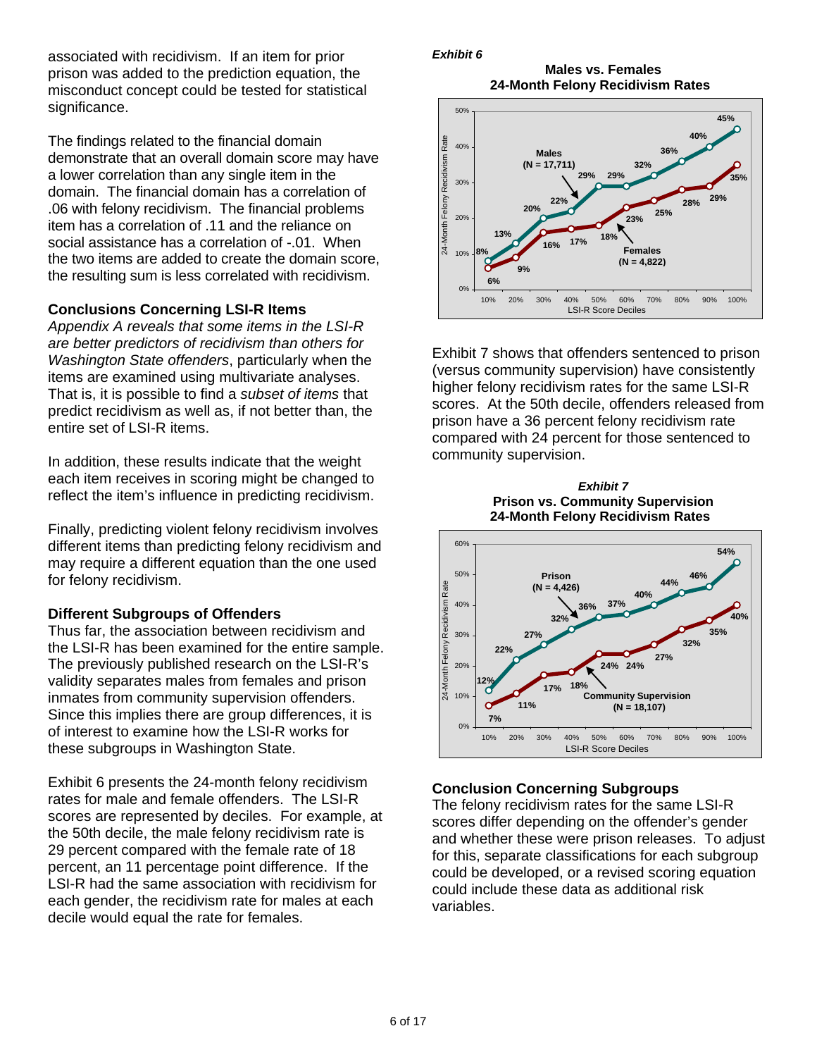associated with recidivism. If an item for prior prison was added to the prediction equation, the misconduct concept could be tested for statistical significance.

The findings related to the financial domain demonstrate that an overall domain score may have a lower correlation than any single item in the domain. The financial domain has a correlation of .06 with felony recidivism. The financial problems item has a correlation of .11 and the reliance on social assistance has a correlation of -.01. When the two items are added to create the domain score, the resulting sum is less correlated with recidivism.

### Conclusions Concerning LSI-R Items

*Appendix A reveals that some items in the LSI-R are better predictors of recidivism than others for Washington State offenders*, particularly when the items are examined using multivariate analyses. That is, it is possible to find a *subset of items* that predict recidivism as well as, if not better than, the entire set of LSI-R items.

In addition, these results indicate that the weight each item receives in scoring might be changed to reflect the item's influence in predicting recidivism.

Finally, predicting violent felony recidivism involves different items than predicting felony recidivism and may require a different equation than the one used for felony recidivism.

### Different Subgroups of Offenders

Thus far, the association between recidivism and the LSI-R has been examined for the entire sample. The previously published research on the LSI-R's validity separates males from females and prison inmates from community supervision offenders. Since this implies there are group differences, it is of interest to examine how the LSI-R works for these subgroups in Washington State.

Exhibit 6 presents the 24-month felony recidivism rates for male and female offenders. The LSI-R scores are represented by deciles. For example, at the 50th decile, the male felony recidivism rate is 29 percent compared with the female rate of 18 percent, an 11 percentage point difference. If the LSI-R had the same association with recidivism for each gender, the recidivism rate for males at each decile would equal the rate for females.

***Exhibit 6***

**Males vs. Females**
**24-Month Felony Recidivism Rates**

| LSI-R Score Deciles | Males (N = 17,711) | Females (N = 4,822) |
|---|---|---|
| 10% | 8% | 6% |
| 20% | 13% | 9% |
| 30% | 20% | 16% |
| 40% | 22% | 17% |
| 50% | 29% | 18% |
| 60% | 29% | 23% |
| 70% | 32% | 25% |
| 80% | 36% | 28% |
| 90% | 40% | 29% |
| 100% | 45% | 35% |

Exhibit 7 shows that offenders sentenced to prison (versus community supervision) have consistently higher felony recidivism rates for the same LSI-R scores. At the 50th decile, offenders released from prison have a 36 percent felony recidivism rate compared with 24 percent for those sentenced to community supervision.

***Exhibit 7***

**Prison vs. Community Supervision**
**24-Month Felony Recidivism Rates**

| LSI-R Score Deciles | Prison (N = 4,426) | Community Supervision (N = 18,107) |
|---|---|---|
| 10% | 12% | 7% |
| 20% | 22% | 11% |
| 30% | 27% | 17% |
| 40% | 32% | 18% |
| 50% | 36% | 24% |
| 60% | 37% | 24% |
| 70% | 40% | 27% |
| 80% | 44% | 32% |
| 90% | 46% | 35% |
| 100% | 54% | 40% |

### Conclusion Concerning Subgroups

The felony recidivism rates for the same LSI-R scores differ depending on the offender's gender and whether these were prison releases. To adjust for this, separate classifications for each subgroup could be developed, or a revised scoring equation could include these data as additional risk variables.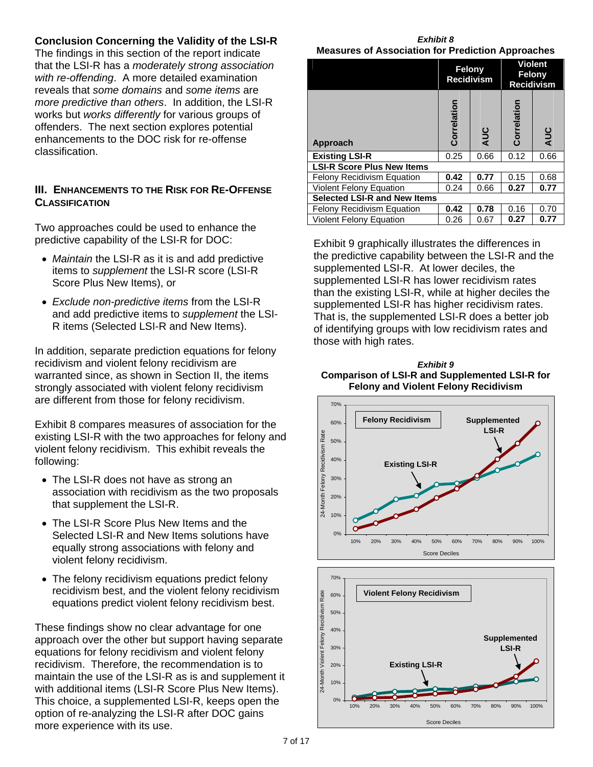### Conclusion Concerning the Validity of the LSI-R

The findings in this section of the report indicate that the LSI-R has a *moderately strong association with re-offending*. A more detailed examination reveals that *some domains* and *some items* are *more predictive than others*. In addition, the LSI-R works but *works differently* for various groups of offenders. The next section explores potential enhancements to the DOC risk for re-offense classification.

## III. Enhancements to the Risk for Re-Offense Classification

Two approaches could be used to enhance the predictive capability of the LSI-R for DOC:

- *Maintain* the LSI-R as it is and add predictive items to *supplement* the LSI-R score (LSI-R Score Plus New Items), or
- *Exclude non-predictive items* from the LSI-R and add predictive items to *supplement* the LSI-R items (Selected LSI-R and New Items).

In addition, separate prediction equations for felony recidivism and violent felony recidivism are warranted since, as shown in Section II, the items strongly associated with violent felony recidivism are different from those for felony recidivism.

Exhibit 8 compares measures of association for the existing LSI-R with the two approaches for felony and violent felony recidivism. This exhibit reveals the following:

- The LSI-R does not have as strong an association with recidivism as the two proposals that supplement the LSI-R.
- The LSI-R Score Plus New Items and the Selected LSI-R and New Items solutions have equally strong associations with felony and violent felony recidivism.
- The felony recidivism equations predict felony recidivism best, and the violent felony recidivism equations predict violent felony recidivism best.

These findings show no clear advantage for one approach over the other but support having separate equations for felony recidivism and violent felony recidivism. Therefore, the recommendation is to maintain the use of the LSI-R as is and supplement it with additional items (LSI-R Score Plus New Items). This choice, a supplemented LSI-R, keeps open the option of re-analyzing the LSI-R after DOC gains more experience with its use.

*Exhibit 8*
**Measures of Association for Prediction Approaches**

| Approach | Felony Recidivism | | Violent Felony Recidivism | |
|---|---|---|---|---|
| | Correlation | AUC | Correlation | AUC |
| **Existing LSI-R** | 0.25 | 0.66 | 0.12 | 0.66 |
| **LSI-R Score Plus New Items** | | | | |
| Felony Recidivism Equation | **0.42** | **0.77** | 0.15 | 0.68 |
| Violent Felony Equation | 0.24 | 0.66 | **0.27** | **0.77** |
| **Selected LSI-R and New Items** | | | | |
| Felony Recidivism Equation | **0.42** | **0.78** | 0.16 | 0.70 |
| Violent Felony Equation | 0.26 | 0.67 | **0.27** | **0.77** |

Exhibit 9 graphically illustrates the differences in the predictive capability between the LSI-R and the supplemented LSI-R. At lower deciles, the supplemented LSI-R has lower recidivism rates than the existing LSI-R, while at higher deciles the supplemented LSI-R has higher recidivism rates. That is, the supplemented LSI-R does a better job of identifying groups with low recidivism rates and those with high rates.

*Exhibit 9*
**Comparison of LSI-R and Supplemented LSI-R for Felony and Violent Felony Recidivism**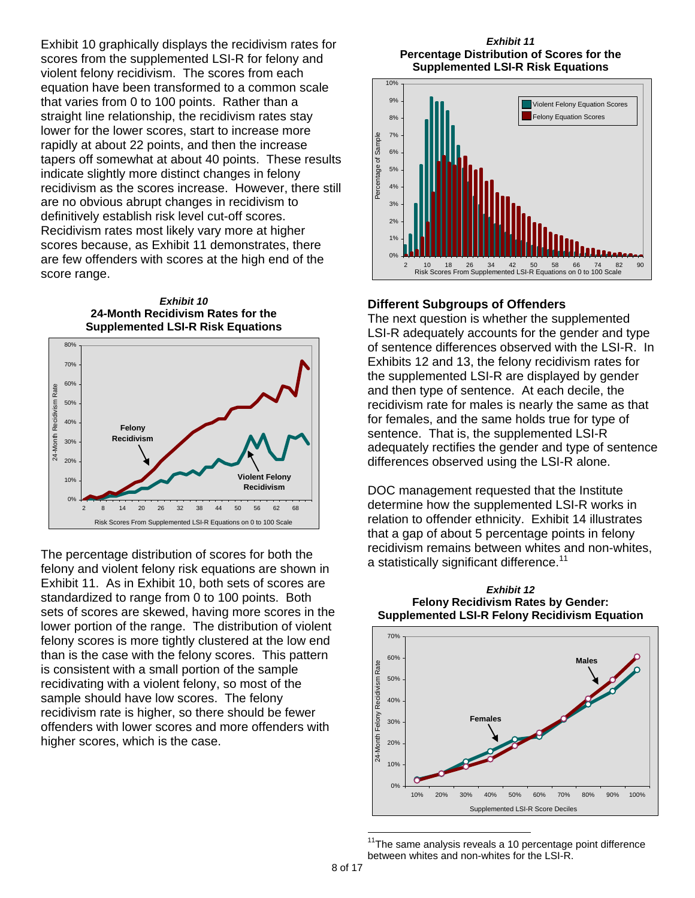Exhibit 10 graphically displays the recidivism rates for scores from the supplemented LSI-R for felony and violent felony recidivism. The scores from each equation have been transformed to a common scale that varies from 0 to 100 points. Rather than a straight line relationship, the recidivism rates stay lower for the lower scores, start to increase more rapidly at about 22 points, and then the increase tapers off somewhat at about 40 points. These results indicate slightly more distinct changes in felony recidivism as the scores increase. However, there still are no obvious abrupt changes in recidivism to definitively establish risk level cut-off scores. Recidivism rates most likely vary more at higher scores because, as Exhibit 11 demonstrates, there are few offenders with scores at the high end of the score range.

***Exhibit 10***
**24-Month Recidivism Rates for the Supplemented LSI-R Risk Equations**

The percentage distribution of scores for both the felony and violent felony risk equations are shown in Exhibit 11. As in Exhibit 10, both sets of scores are standardized to range from 0 to 100 points. Both sets of scores are skewed, having more scores in the lower portion of the range. The distribution of violent felony scores is more tightly clustered at the low end than is the case with the felony scores. This pattern is consistent with a small portion of the sample recidivating with a violent felony, so most of the sample should have low scores. The felony recidivism rate is higher, so there should be fewer offenders with lower scores and more offenders with higher scores, which is the case.

***Exhibit 11***
**Percentage Distribution of Scores for the Supplemented LSI-R Risk Equations**

## Different Subgroups of Offenders

The next question is whether the supplemented LSI-R adequately accounts for the gender and type of sentence differences observed with the LSI-R. In Exhibits 12 and 13, the felony recidivism rates for the supplemented LSI-R are displayed by gender and then type of sentence. At each decile, the recidivism rate for males is nearly the same as that for females, and the same holds true for type of sentence. That is, the supplemented LSI-R adequately rectifies the gender and type of sentence differences observed using the LSI-R alone.

DOC management requested that the Institute determine how the supplemented LSI-R works in relation to offender ethnicity. Exhibit 14 illustrates that a gap of about 5 percentage points in felony recidivism remains between whites and non-whites, a statistically significant difference.[11]

***Exhibit 12***
**Felony Recidivism Rates by Gender: Supplemented LSI-R Felony Recidivism Equation**

[11] The same analysis reveals a 10 percentage point difference between whites and non-whites for the LSI-R.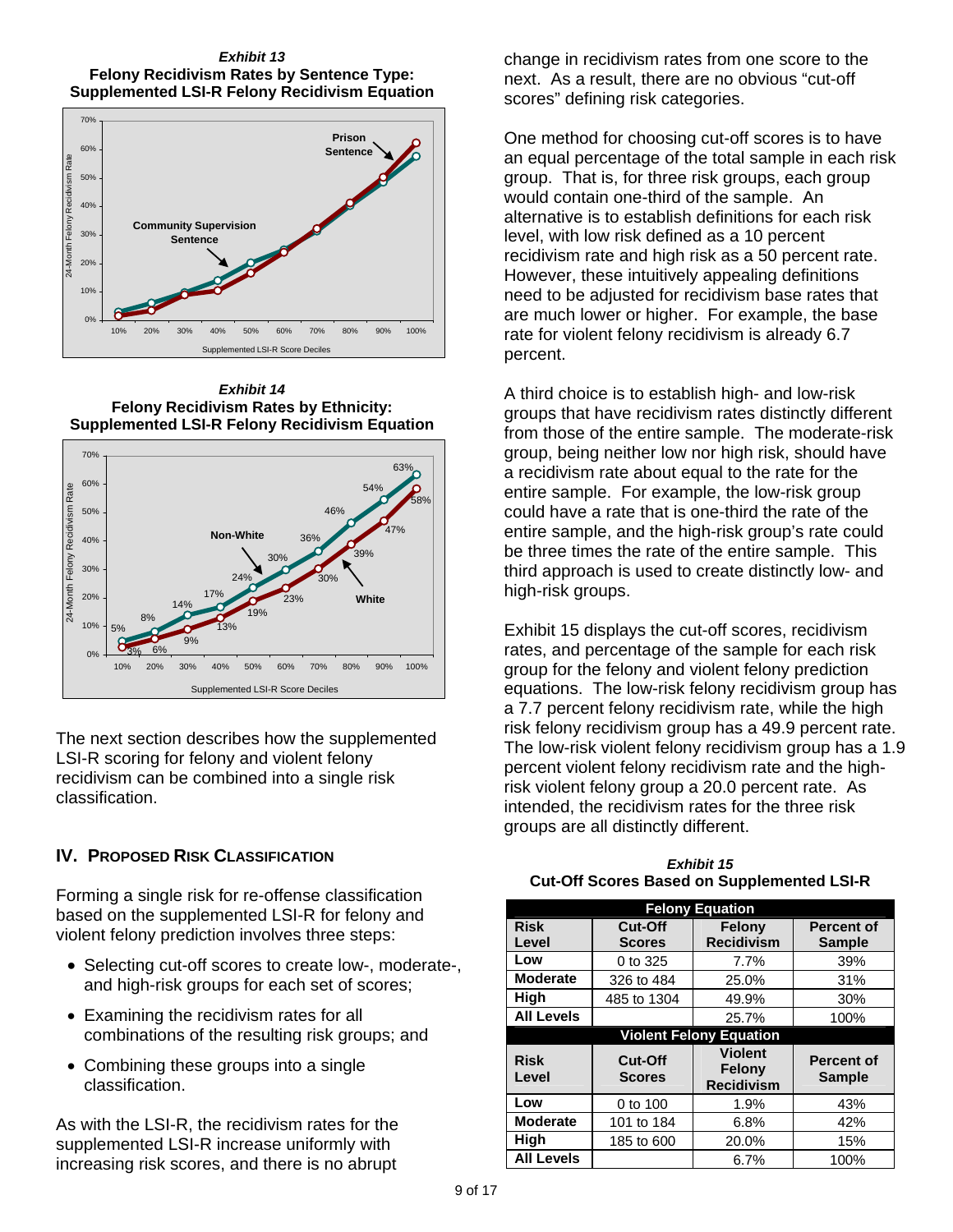*Exhibit 13*
**Felony Recidivism Rates by Sentence Type: Supplemented LSI-R Felony Recidivism Equation**

*Exhibit 14*
**Felony Recidivism Rates by Ethnicity: Supplemented LSI-R Felony Recidivism Equation**

The next section describes how the supplemented LSI-R scoring for felony and violent felony recidivism can be combined into a single risk classification.

## IV. Proposed Risk Classification

Forming a single risk for re-offense classification based on the supplemented LSI-R for felony and violent felony prediction involves three steps:

- Selecting cut-off scores to create low-, moderate-, and high-risk groups for each set of scores;
- Examining the recidivism rates for all combinations of the resulting risk groups; and
- Combining these groups into a single classification.

As with the LSI-R, the recidivism rates for the supplemented LSI-R increase uniformly with increasing risk scores, and there is no abrupt change in recidivism rates from one score to the next. As a result, there are no obvious "cut-off scores" defining risk categories.

One method for choosing cut-off scores is to have an equal percentage of the total sample in each risk group. That is, for three risk groups, each group would contain one-third of the sample. An alternative is to establish definitions for each risk level, with low risk defined as a 10 percent recidivism rate and high risk as a 50 percent rate. However, these intuitively appealing definitions need to be adjusted for recidivism base rates that are much lower or higher. For example, the base rate for violent felony recidivism is already 6.7 percent.

A third choice is to establish high- and low-risk groups that have recidivism rates distinctly different from those of the entire sample. The moderate-risk group, being neither low nor high risk, should have a recidivism rate about equal to the rate for the entire sample. For example, the low-risk group could have a rate that is one-third the rate of the entire sample, and the high-risk group's rate could be three times the rate of the entire sample. This third approach is used to create distinctly low- and high-risk groups.

Exhibit 15 displays the cut-off scores, recidivism rates, and percentage of the sample for each risk group for the felony and violent felony prediction equations. The low-risk felony recidivism group has a 7.7 percent felony recidivism rate, while the high risk felony recidivism group has a 49.9 percent rate. The low-risk violent felony recidivism group has a 1.9 percent violent felony recidivism rate and the high-risk violent felony group a 20.0 percent rate. As intended, the recidivism rates for the three risk groups are all distinctly different.

*Exhibit 15*
**Cut-Off Scores Based on Supplemented LSI-R**

| Felony Equation | | | |
|---|---|---|---|
| **Risk Level** | **Cut-Off Scores** | **Felony Recidivism** | **Percent of Sample** |
| **Low** | 0 to 325 | 7.7% | 39% |
| **Moderate** | 326 to 484 | 25.0% | 31% |
| **High** | 485 to 1304 | 49.9% | 30% |
| **All Levels** | | 25.7% | 100% |
| **Violent Felony Equation** | | | |
| **Risk Level** | **Cut-Off Scores** | **Violent Felony Recidivism** | **Percent of Sample** |
| **Low** | 0 to 100 | 1.9% | 43% |
| **Moderate** | 101 to 184 | 6.8% | 42% |
| **High** | 185 to 600 | 20.0% | 15% |
| **All Levels** | | 6.7% | 100% |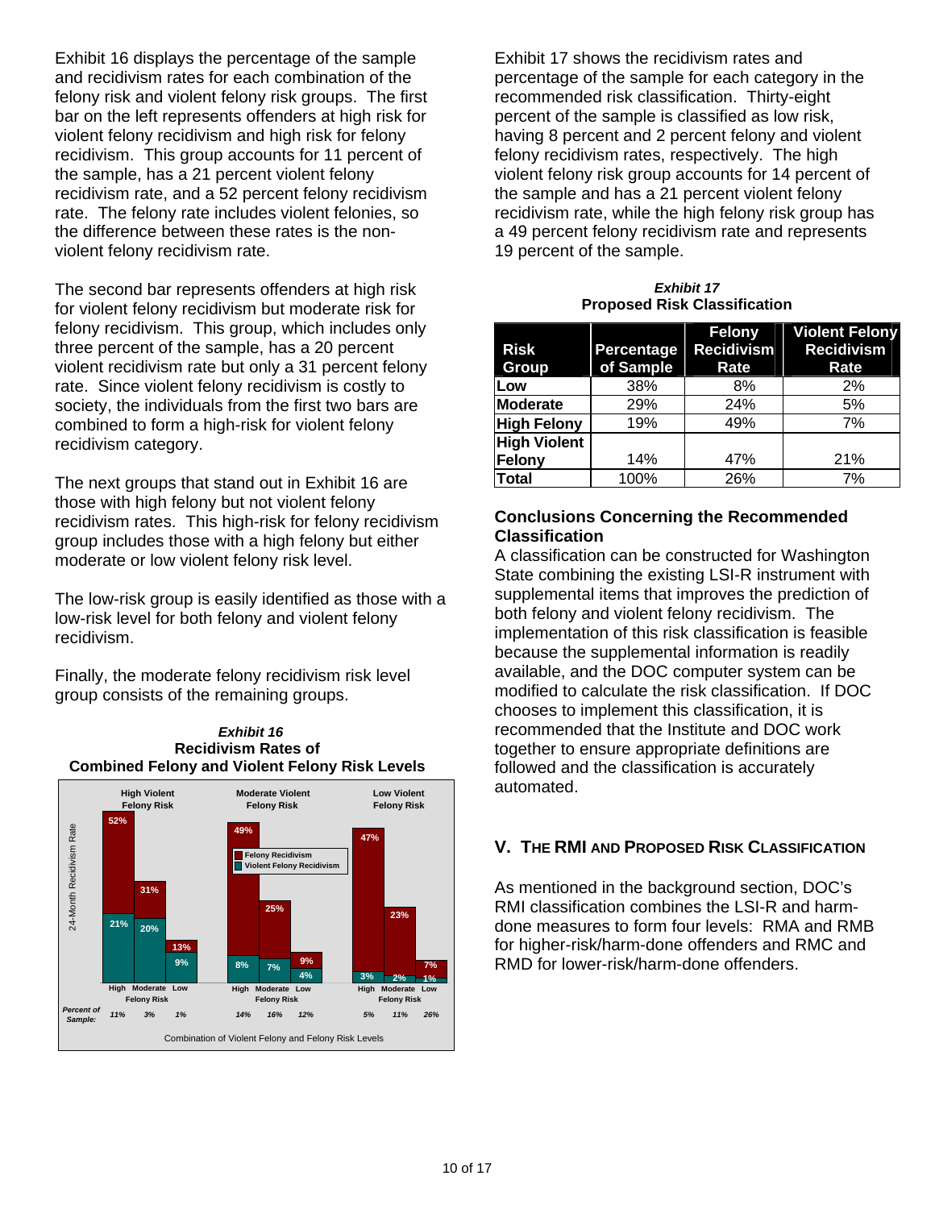Exhibit 16 displays the percentage of the sample and recidivism rates for each combination of the felony risk and violent felony risk groups. The first bar on the left represents offenders at high risk for violent felony recidivism and high risk for felony recidivism. This group accounts for 11 percent of the sample, has a 21 percent violent felony recidivism rate, and a 52 percent felony recidivism rate. The felony rate includes violent felonies, so the difference between these rates is the non-violent felony recidivism rate.

The second bar represents offenders at high risk for violent felony recidivism but moderate risk for felony recidivism. This group, which includes only three percent of the sample, has a 20 percent violent felony recidivism rate but only a 31 percent felony rate. Since violent felony recidivism is costly to society, the individuals from the first two bars are combined to form a high-risk for violent felony recidivism category.

The next groups that stand out in Exhibit 16 are those with high felony but not violent felony recidivism rates. This high-risk for felony recidivism group includes those with a high felony but either moderate or low violent felony risk level.

The low-risk group is easily identified as those with a low-risk level for both felony and violent felony recidivism.

Finally, the moderate felony recidivism risk level group consists of the remaining groups.

***Exhibit 16***
**Recidivism Rates of Combined Felony and Violent Felony Risk Levels**

| Violent Felony Risk | Felony Risk | Felony Recidivism | Violent Felony Recidivism | Percent of Sample |
|---|---|---|---|---|
| High Violent Felony Risk | High | 52% | 21% | 11% |
| | Moderate | 31% | 20% | 3% |
| | Low | 13% | 9% | 1% |
| Moderate Violent Felony Risk | High | 49% | 8% | 14% |
| | Moderate | 25% | 7% | 16% |
| | Low | 9% | 4% | 12% |
| Low Violent Felony Risk | High | 47% | 3% | 5% |
| | Moderate | 23% | 2% | 11% |
| | Low | 7% | 1% | 26% |

24-Month Recidivism Rate — Combination of Violent Felony and Felony Risk Levels

Exhibit 17 shows the recidivism rates and percentage of the sample for each category in the recommended risk classification. Thirty-eight percent of the sample is classified as low risk, having 8 percent and 2 percent felony and violent felony recidivism rates, respectively. The high violent felony risk group accounts for 14 percent of the sample and has a 21 percent violent felony recidivism rate, while the high felony risk group has a 49 percent felony recidivism rate and represents 19 percent of the sample.

***Exhibit 17***
**Proposed Risk Classification**

| Risk Group | Percentage of Sample | Felony Recidivism Rate | Violent Felony Recidivism Rate |
|---|---|---|---|
| **Low** | 38% | 8% | 2% |
| **Moderate** | 29% | 24% | 5% |
| **High Felony** | 19% | 49% | 7% |
| **High Violent Felony** | 14% | 47% | 21% |
| **Total** | 100% | 26% | 7% |

### Conclusions Concerning the Recommended Classification

A classification can be constructed for Washington State combining the existing LSI-R instrument with supplemental items that improves the prediction of both felony and violent felony recidivism. The implementation of this risk classification is feasible because the supplemental information is readily available, and the DOC computer system can be modified to calculate the risk classification. If DOC chooses to implement this classification, it is recommended that the Institute and DOC work together to ensure appropriate definitions are followed and the classification is accurately automated.

## V. The RMI and Proposed Risk Classification

As mentioned in the background section, DOC's RMI classification combines the LSI-R and harm-done measures to form four levels: RMA and RMB for higher-risk/harm-done offenders and RMC and RMD for lower-risk/harm-done offenders.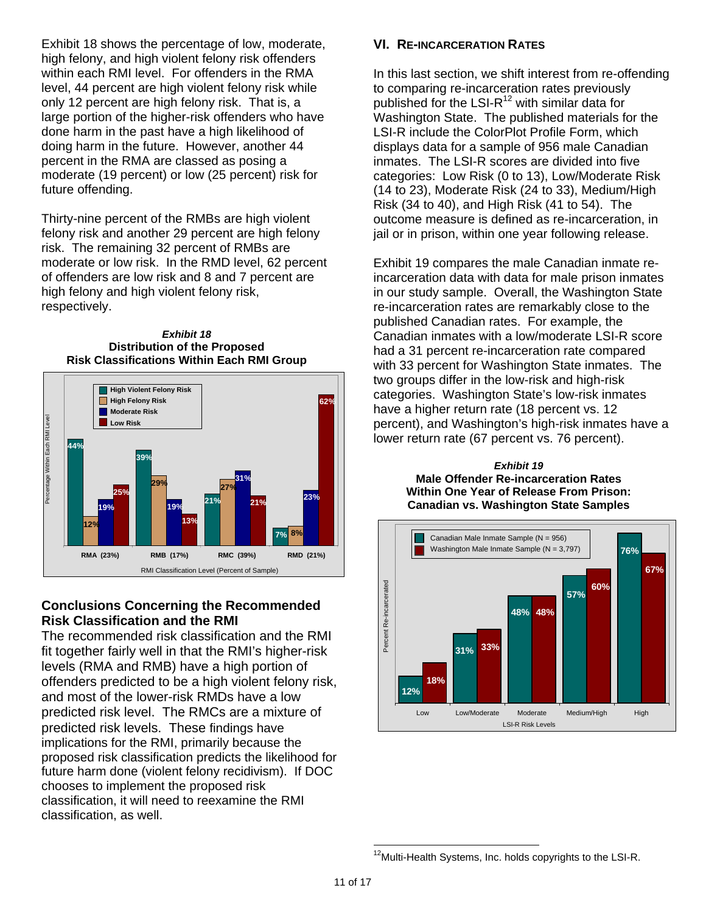Exhibit 18 shows the percentage of low, moderate, high felony, and high violent felony risk offenders within each RMI level. For offenders in the RMA level, 44 percent are high violent felony risk while only 12 percent are high felony risk. That is, a large portion of the higher-risk offenders who have done harm in the past have a high likelihood of doing harm in the future. However, another 44 percent in the RMA are classed as posing a moderate (19 percent) or low (25 percent) risk for future offending.

Thirty-nine percent of the RMBs are high violent felony risk and another 29 percent are high felony risk. The remaining 32 percent of RMBs are moderate or low risk. In the RMD level, 62 percent of offenders are low risk and 8 and 7 percent are high felony and high violent felony risk, respectively.

***Exhibit 18***
**Distribution of the Proposed Risk Classifications Within Each RMI Group**

| RMI Classification Level (Percent of Sample) | High Violent Felony Risk | High Felony Risk | Moderate Risk | Low Risk |
|---|---|---|---|---|
| RMA (23%) | 44% | 12% | 19% | 25% |
| RMB (17%) | 39% | 29% | 19% | 13% |
| RMC (39%) | 21% | 27% | 31% | 21% |
| RMD (21%) | 7% | 8% | 23% | 62% |

## Conclusions Concerning the Recommended Risk Classification and the RMI

The recommended risk classification and the RMI fit together fairly well in that the RMI's higher-risk levels (RMA and RMB) have a high portion of offenders predicted to be a high violent felony risk, and most of the lower-risk RMDs have a low predicted risk level. The RMCs are a mixture of predicted risk levels. These findings have implications for the RMI, primarily because the proposed risk classification predicts the likelihood for future harm done (violent felony recidivism). If DOC chooses to implement the proposed risk classification, it will need to reexamine the RMI classification, as well.

## VI. Re-incarceration Rates

In this last section, we shift interest from re-offending to comparing re-incarceration rates previously published for the LSI-R[12] with similar data for Washington State. The published materials for the LSI-R include the ColorPlot Profile Form, which displays data for a sample of 956 male Canadian inmates. The LSI-R scores are divided into five categories: Low Risk (0 to 13), Low/Moderate Risk (14 to 23), Moderate Risk (24 to 33), Medium/High Risk (34 to 40), and High Risk (41 to 54). The outcome measure is defined as re-incarceration, in jail or in prison, within one year following release.

Exhibit 19 compares the male Canadian inmate re-incarceration data with data for male prison inmates in our study sample. Overall, the Washington State re-incarceration rates are remarkably close to the published Canadian rates. For example, the Canadian inmates with a low/moderate LSI-R score had a 31 percent re-incarceration rate compared with 33 percent for Washington State inmates. The two groups differ in the low-risk and high-risk categories. Washington State's low-risk inmates have a higher return rate (18 percent vs. 12 percent), and Washington's high-risk inmates have a lower return rate (67 percent vs. 76 percent).

***Exhibit 19***
**Male Offender Re-incarceration Rates Within One Year of Release From Prison: Canadian vs. Washington State Samples**

| LSI-R Risk Levels | Canadian Male Inmate Sample (N = 956) | Washington Male Inmate Sample (N = 3,797) |
|---|---|---|
| Low | 12% | 18% |
| Low/Moderate | 31% | 33% |
| Moderate | 48% | 48% |
| Medium/High | 57% | 60% |
| High | 76% | 67% |

[12] Multi-Health Systems, Inc. holds copyrights to the LSI-R.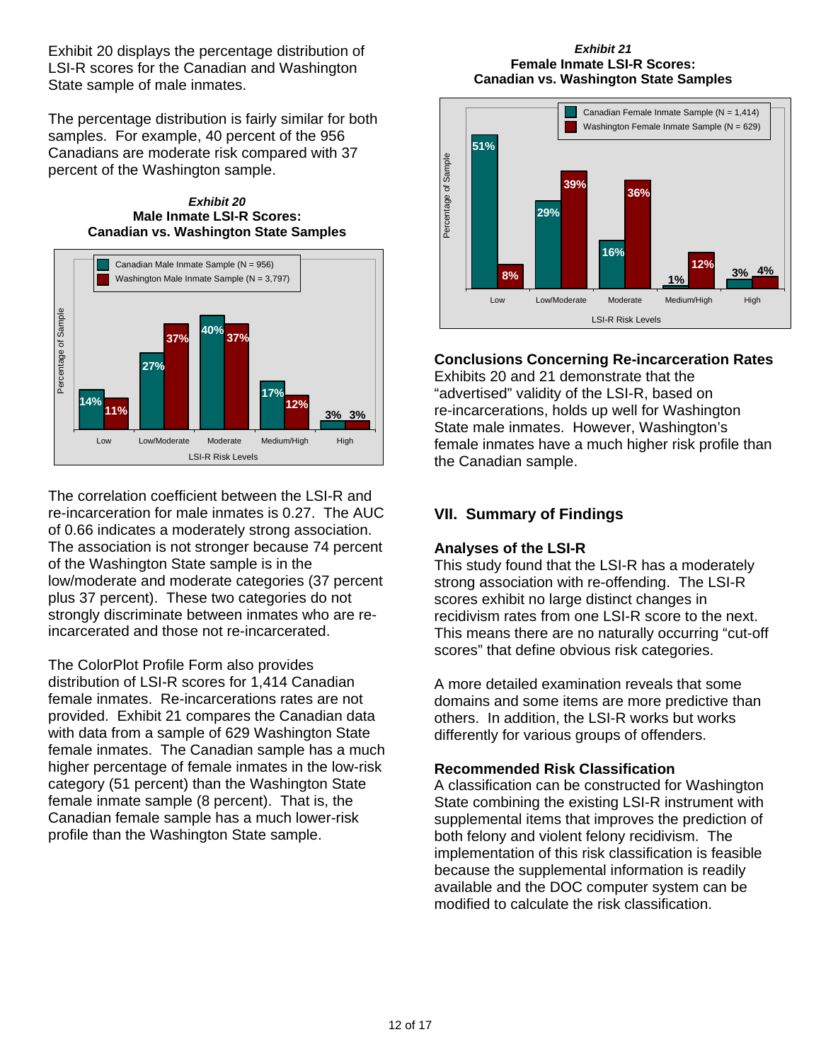Exhibit 20 displays the percentage distribution of LSI-R scores for the Canadian and Washington State sample of male inmates.

The percentage distribution is fairly similar for both samples. For example, 40 percent of the 956 Canadians are moderate risk compared with 37 percent of the Washington sample.

***Exhibit 20***
**Male Inmate LSI-R Scores: Canadian vs. Washington State Samples**

| LSI-R Risk Levels | Canadian Male Inmate Sample (N = 956) | Washington Male Inmate Sample (N = 3,797) |
|---|---|---|
| Low | 14% | 11% |
| Low/Moderate | 27% | 37% |
| Moderate | 40% | 37% |
| Medium/High | 17% | 12% |
| High | 3% | 3% |

The correlation coefficient between the LSI-R and re-incarceration for male inmates is 0.27. The AUC of 0.66 indicates a moderately strong association. The association is not stronger because 74 percent of the Washington State sample is in the low/moderate and moderate categories (37 percent plus 37 percent). These two categories do not strongly discriminate between inmates who are re-incarcerated and those not re-incarcerated.

The ColorPlot Profile Form also provides distribution of LSI-R scores for 1,414 Canadian female inmates. Re-incarcerations rates are not provided. Exhibit 21 compares the Canadian data with data from a sample of 629 Washington State female inmates. The Canadian sample has a much higher percentage of female inmates in the low-risk category (51 percent) than the Washington State female inmate sample (8 percent). That is, the Canadian female sample has a much lower-risk profile than the Washington State sample.

***Exhibit 21***
**Female Inmate LSI-R Scores: Canadian vs. Washington State Samples**

| LSI-R Risk Levels | Canadian Female Inmate Sample (N = 1,414) | Washington Female Inmate Sample (N = 629) |
|---|---|---|
| Low | 51% | 8% |
| Low/Moderate | 29% | 39% |
| Moderate | 16% | 36% |
| Medium/High | 1% | 12% |
| High | 3% | 4% |

**Conclusions Concerning Re-incarceration Rates**
Exhibits 20 and 21 demonstrate that the "advertised" validity of the LSI-R, based on re-incarcerations, holds up well for Washington State male inmates. However, Washington's female inmates have a much higher risk profile than the Canadian sample.

## VII. Summary of Findings

**Analyses of the LSI-R**
This study found that the LSI-R has a moderately strong association with re-offending. The LSI-R scores exhibit no large distinct changes in recidivism rates from one LSI-R score to the next. This means there are no naturally occurring "cut-off scores" that define obvious risk categories.

A more detailed examination reveals that some domains and some items are more predictive than others. In addition, the LSI-R works but works differently for various groups of offenders.

**Recommended Risk Classification**
A classification can be constructed for Washington State combining the existing LSI-R instrument with supplemental items that improves the prediction of both felony and violent felony recidivism. The implementation of this risk classification is feasible because the supplemental information is readily available and the DOC computer system can be modified to calculate the risk classification.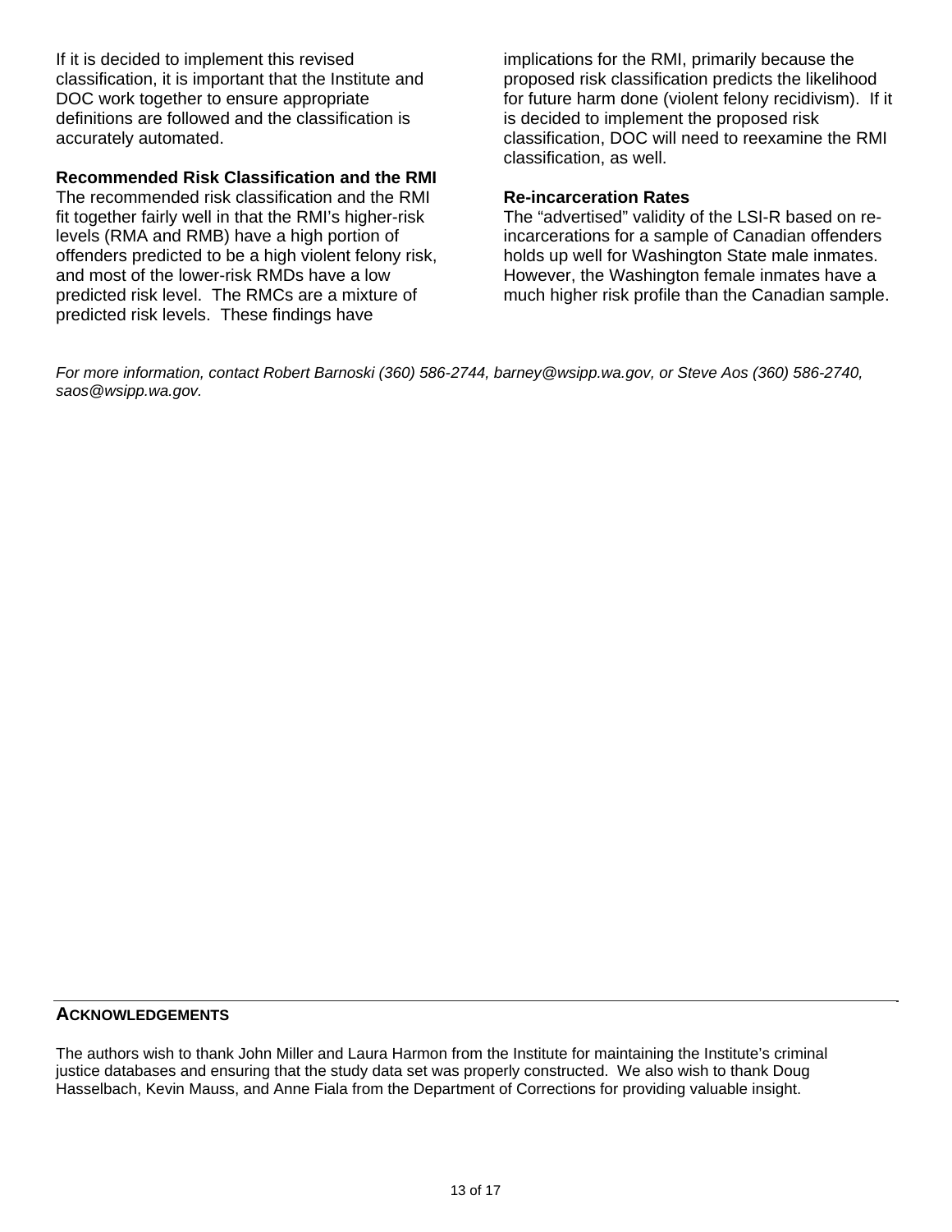If it is decided to implement this revised classification, it is important that the Institute and DOC work together to ensure appropriate definitions are followed and the classification is accurately automated.

**Recommended Risk Classification and the RMI**

The recommended risk classification and the RMI fit together fairly well in that the RMI's higher-risk levels (RMA and RMB) have a high portion of offenders predicted to be a high violent felony risk, and most of the lower-risk RMDs have a low predicted risk level. The RMCs are a mixture of predicted risk levels. These findings have implications for the RMI, primarily because the proposed risk classification predicts the likelihood for future harm done (violent felony recidivism). If it is decided to implement the proposed risk classification, DOC will need to reexamine the RMI classification, as well.

**Re-incarceration Rates**

The "advertised" validity of the LSI-R based on re-incarcerations for a sample of Canadian offenders holds up well for Washington State male inmates. However, the Washington female inmates have a much higher risk profile than the Canadian sample.

*For more information, contact Robert Barnoski (360) 586-2744, barney@wsipp.wa.gov, or Steve Aos (360) 586-2740, saos@wsipp.wa.gov.*

## ACKNOWLEDGEMENTS

The authors wish to thank John Miller and Laura Harmon from the Institute for maintaining the Institute's criminal justice databases and ensuring that the study data set was properly constructed. We also wish to thank Doug Hasselbach, Kevin Mauss, and Anne Fiala from the Department of Corrections for providing valuable insight.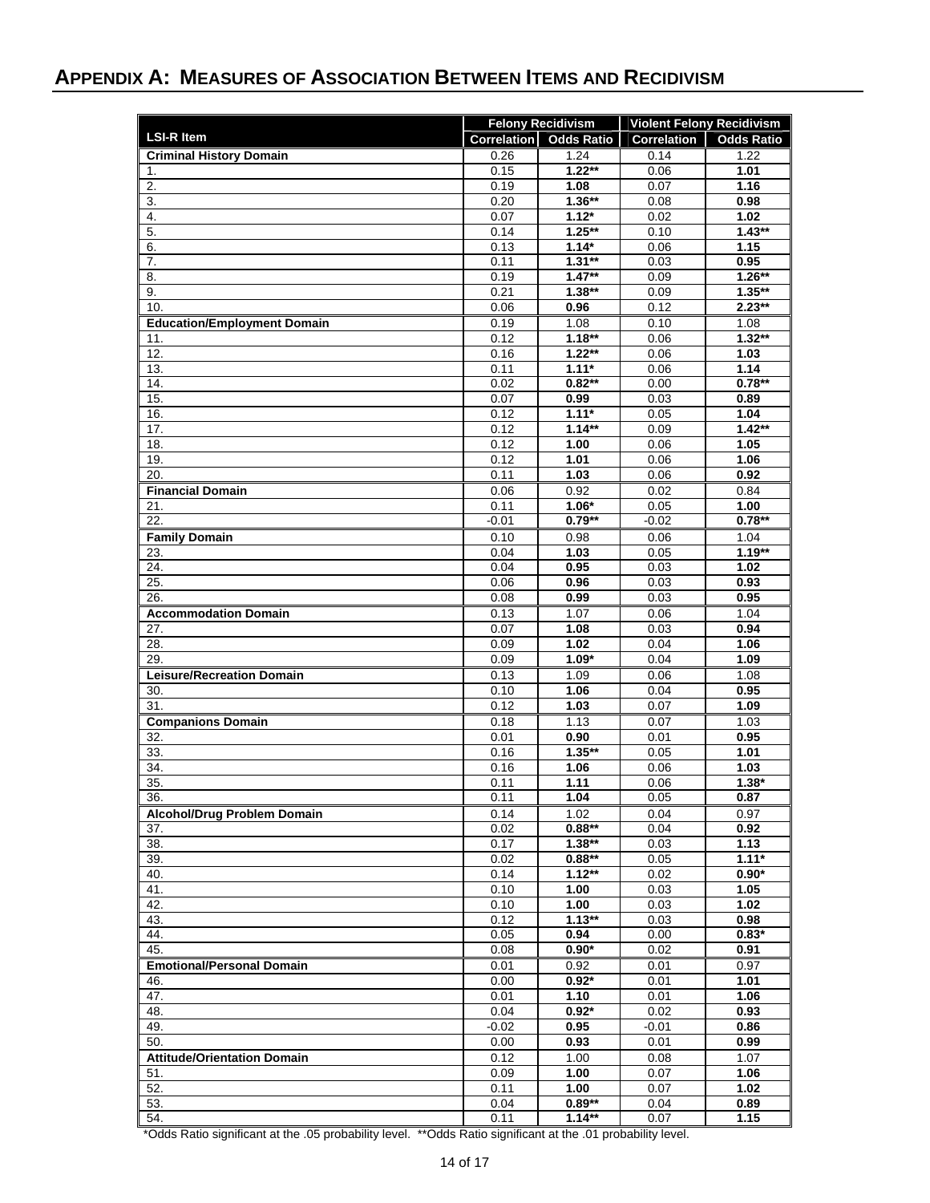## APPENDIX A: MEASURES OF ASSOCIATION BETWEEN ITEMS AND RECIDIVISM

| LSI-R Item | Felony Recidivism | | Violent Felony Recidivism | |
|---|---|---|---|---|
| | Correlation | Odds Ratio | Correlation | Odds Ratio |
| **Criminal History Domain** | 0.26 | 1.24 | 0.14 | 1.22 |
| 1. | 0.15 | **1.22**** | 0.06 | **1.01** |
| 2. | 0.19 | **1.08** | 0.07 | **1.16** |
| 3. | 0.20 | **1.36**** | 0.08 | **0.98** |
| 4. | 0.07 | **1.12*** | 0.02 | **1.02** |
| 5. | 0.14 | **1.25**** | 0.10 | **1.43**** |
| 6. | 0.13 | **1.14*** | 0.06 | **1.15** |
| 7. | 0.11 | **1.31**** | 0.03 | **0.95** |
| 8. | 0.19 | **1.47**** | 0.09 | **1.26**** |
| 9. | 0.21 | **1.38**** | 0.09 | **1.35**** |
| 10. | 0.06 | **0.96** | 0.12 | **2.23**** |
| **Education/Employment Domain** | 0.19 | 1.08 | 0.10 | 1.08 |
| 11. | 0.12 | **1.18**** | 0.06 | **1.32**** |
| 12. | 0.16 | **1.22**** | 0.06 | **1.03** |
| 13. | 0.11 | **1.11*** | 0.06 | **1.14** |
| 14. | 0.02 | **0.82**** | 0.00 | **0.78**** |
| 15. | 0.07 | **0.99** | 0.03 | **0.89** |
| 16. | 0.12 | **1.11*** | 0.05 | **1.04** |
| 17. | 0.12 | **1.14**** | 0.09 | **1.42**** |
| 18. | 0.12 | **1.00** | 0.06 | **1.05** |
| 19. | 0.12 | **1.01** | 0.06 | **1.06** |
| 20. | 0.11 | **1.03** | 0.06 | **0.92** |
| **Financial Domain** | 0.06 | 0.92 | 0.02 | 0.84 |
| 21. | 0.11 | **1.06*** | 0.05 | **1.00** |
| 22. | -0.01 | **0.79**** | -0.02 | **0.78**** |
| **Family Domain** | 0.10 | 0.98 | 0.06 | 1.04 |
| 23. | 0.04 | **1.03** | 0.05 | **1.19**** |
| 24. | 0.04 | **0.95** | 0.03 | **1.02** |
| 25. | 0.06 | **0.96** | 0.03 | **0.93** |
| 26. | 0.08 | **0.99** | 0.03 | **0.95** |
| **Accommodation Domain** | 0.13 | 1.07 | 0.06 | 1.04 |
| 27. | 0.07 | **1.08** | 0.03 | **0.94** |
| 28. | 0.09 | **1.02** | 0.04 | **1.06** |
| 29. | 0.09 | **1.09*** | 0.04 | **1.09** |
| **Leisure/Recreation Domain** | 0.13 | 1.09 | 0.06 | 1.08 |
| 30. | 0.10 | **1.06** | 0.04 | **0.95** |
| 31. | 0.12 | **1.03** | 0.07 | **1.09** |
| **Companions Domain** | 0.18 | 1.13 | 0.07 | 1.03 |
| 32. | 0.01 | **0.90** | 0.01 | **0.95** |
| 33. | 0.16 | **1.35**** | 0.05 | **1.01** |
| 34. | 0.16 | **1.06** | 0.06 | **1.03** |
| 35. | 0.11 | **1.11** | 0.06 | **1.38*** |
| 36. | 0.11 | **1.04** | 0.05 | **0.87** |
| **Alcohol/Drug Problem Domain** | 0.14 | 1.02 | 0.04 | 0.97 |
| 37. | 0.02 | **0.88**** | 0.04 | **0.92** |
| 38. | 0.17 | **1.38**** | 0.03 | **1.13** |
| 39. | 0.02 | **0.88**** | 0.05 | **1.11*** |
| 40. | 0.14 | **1.12**** | 0.02 | **0.90*** |
| 41. | 0.10 | **1.00** | 0.03 | **1.05** |
| 42. | 0.10 | **1.00** | 0.03 | **1.02** |
| 43. | 0.12 | **1.13**** | 0.03 | **0.98** |
| 44. | 0.05 | **0.94** | 0.00 | **0.83*** |
| 45. | 0.08 | **0.90*** | 0.02 | **0.91** |
| **Emotional/Personal Domain** | 0.01 | 0.92 | 0.01 | 0.97 |
| 46. | 0.00 | **0.92*** | 0.01 | **1.01** |
| 47. | 0.01 | **1.10** | 0.01 | **1.06** |
| 48. | 0.04 | **0.92*** | 0.02 | **0.93** |
| 49. | -0.02 | **0.95** | -0.01 | **0.86** |
| 50. | 0.00 | **0.93** | 0.01 | **0.99** |
| **Attitude/Orientation Domain** | 0.12 | 1.00 | 0.08 | 1.07 |
| 51. | 0.09 | **1.00** | 0.07 | **1.06** |
| 52. | 0.11 | **1.00** | 0.07 | **1.02** |
| 53. | 0.04 | **0.89**** | 0.04 | **0.89** |
| 54. | 0.11 | **1.14**** | 0.07 | **1.15** |

*Odds Ratio significant at the .05 probability level. **Odds Ratio significant at the .01 probability level.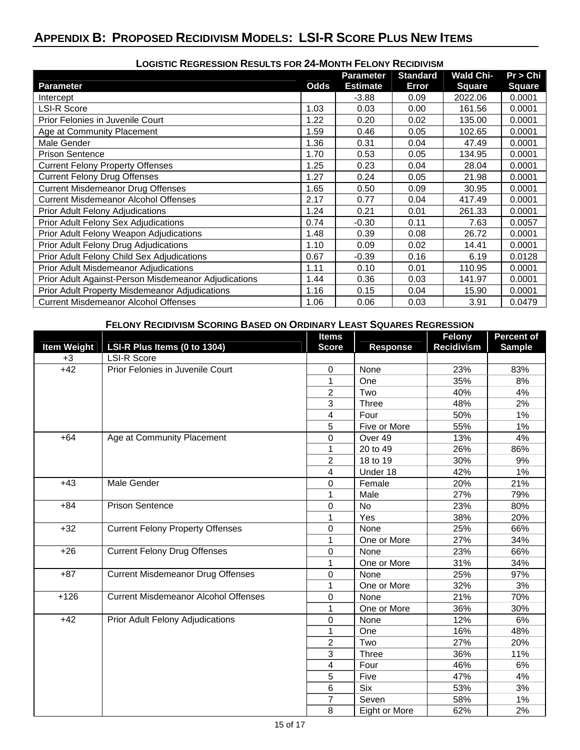# Appendix B: Proposed Recidivism Models: LSI-R Score Plus New Items

### Logistic Regression Results for 24-Month Felony Recidivism

| Parameter | Odds | Parameter Estimate | Standard Error | Wald Chi-Square | Pr > Chi Square |
|---|---|---|---|---|---|
| Intercept | | -3.88 | 0.09 | 2022.06 | 0.0001 |
| LSI-R Score | 1.03 | 0.03 | 0.00 | 161.56 | 0.0001 |
| Prior Felonies in Juvenile Court | 1.22 | 0.20 | 0.02 | 135.00 | 0.0001 |
| Age at Community Placement | 1.59 | 0.46 | 0.05 | 102.65 | 0.0001 |
| Male Gender | 1.36 | 0.31 | 0.04 | 47.49 | 0.0001 |
| Prison Sentence | 1.70 | 0.53 | 0.05 | 134.95 | 0.0001 |
| Current Felony Property Offenses | 1.25 | 0.23 | 0.04 | 28.04 | 0.0001 |
| Current Felony Drug Offenses | 1.27 | 0.24 | 0.05 | 21.98 | 0.0001 |
| Current Misdemeanor Drug Offenses | 1.65 | 0.50 | 0.09 | 30.95 | 0.0001 |
| Current Misdemeanor Alcohol Offenses | 2.17 | 0.77 | 0.04 | 417.49 | 0.0001 |
| Prior Adult Felony Adjudications | 1.24 | 0.21 | 0.01 | 261.33 | 0.0001 |
| Prior Adult Felony Sex Adjudications | 0.74 | -0.30 | 0.11 | 7.63 | 0.0057 |
| Prior Adult Felony Weapon Adjudications | 1.48 | 0.39 | 0.08 | 26.72 | 0.0001 |
| Prior Adult Felony Drug Adjudications | 1.10 | 0.09 | 0.02 | 14.41 | 0.0001 |
| Prior Adult Felony Child Sex Adjudications | 0.67 | -0.39 | 0.16 | 6.19 | 0.0128 |
| Prior Adult Misdemeanor Adjudications | 1.11 | 0.10 | 0.01 | 110.95 | 0.0001 |
| Prior Adult Against-Person Misdemeanor Adjudications | 1.44 | 0.36 | 0.03 | 141.97 | 0.0001 |
| Prior Adult Property Misdemeanor Adjudications | 1.16 | 0.15 | 0.04 | 15.90 | 0.0001 |
| Current Misdemeanor Alcohol Offenses | 1.06 | 0.06 | 0.03 | 3.91 | 0.0479 |

### Felony Recidivism Scoring Based on Ordinary Least Squares Regression

| Item Weight | LSI-R Plus Items (0 to 1304) | Items Score | Response | Felony Recidivism | Percent of Sample |
|---|---|---|---|---|---|
| +3 | LSI-R Score | | | | |
| +42 | Prior Felonies in Juvenile Court | 0 | None | 23% | 83% |
| | | 1 | One | 35% | 8% |
| | | 2 | Two | 40% | 4% |
| | | 3 | Three | 48% | 2% |
| | | 4 | Four | 50% | 1% |
| | | 5 | Five or More | 55% | 1% |
| +64 | Age at Community Placement | 0 | Over 49 | 13% | 4% |
| | | 1 | 20 to 49 | 26% | 86% |
| | | 2 | 18 to 19 | 30% | 9% |
| | | 4 | Under 18 | 42% | 1% |
| +43 | Male Gender | 0 | Female | 20% | 21% |
| | | 1 | Male | 27% | 79% |
| +84 | Prison Sentence | 0 | No | 23% | 80% |
| | | 1 | Yes | 38% | 20% |
| +32 | Current Felony Property Offenses | 0 | None | 25% | 66% |
| | | 1 | One or More | 27% | 34% |
| +26 | Current Felony Drug Offenses | 0 | None | 23% | 66% |
| | | 1 | One or More | 31% | 34% |
| +87 | Current Misdemeanor Drug Offenses | 0 | None | 25% | 97% |
| | | 1 | One or More | 32% | 3% |
| +126 | Current Misdemeanor Alcohol Offenses | 0 | None | 21% | 70% |
| | | 1 | One or More | 36% | 30% |
| +42 | Prior Adult Felony Adjudications | 0 | None | 12% | 6% |
| | | 1 | One | 16% | 48% |
| | | 2 | Two | 27% | 20% |
| | | 3 | Three | 36% | 11% |
| | | 4 | Four | 46% | 6% |
| | | 5 | Five | 47% | 4% |
| | | 6 | Six | 53% | 3% |
| | | 7 | Seven | 58% | 1% |
| | | 8 | Eight or More | 62% | 2% |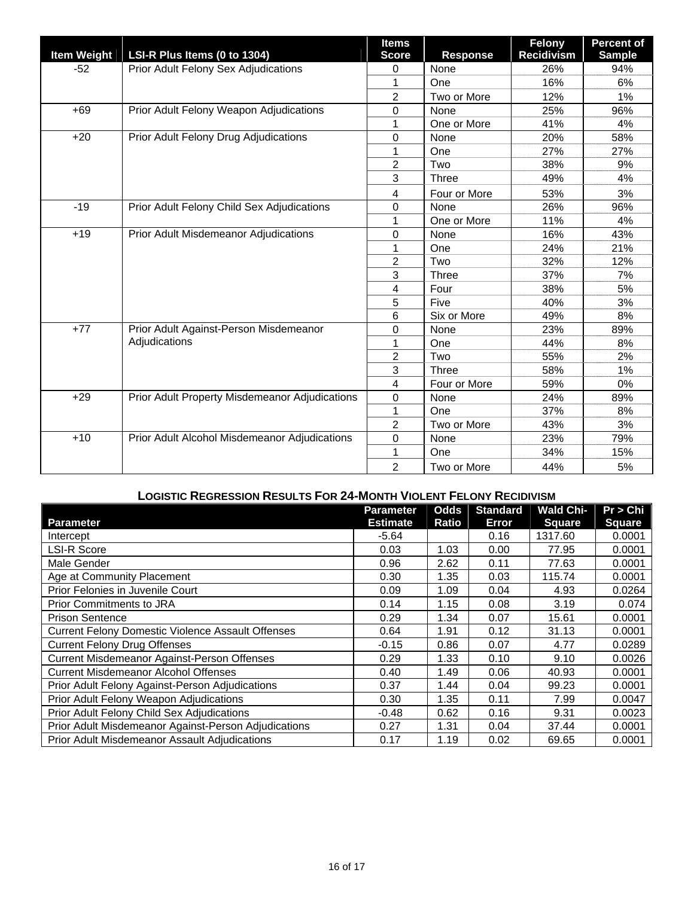| Item Weight | LSI-R Plus Items (0 to 1304) | Items Score | Response | Felony Recidivism | Percent of Sample |
|---|---|---|---|---|---|
| -52 | Prior Adult Felony Sex Adjudications | 0 | None | 26% | 94% |
| | | 1 | One | 16% | 6% |
| | | 2 | Two or More | 12% | 1% |
| +69 | Prior Adult Felony Weapon Adjudications | 0 | None | 25% | 96% |
| | | 1 | One or More | 41% | 4% |
| +20 | Prior Adult Felony Drug Adjudications | 0 | None | 20% | 58% |
| | | 1 | One | 27% | 27% |
| | | 2 | Two | 38% | 9% |
| | | 3 | Three | 49% | 4% |
| | | 4 | Four or More | 53% | 3% |
| -19 | Prior Adult Felony Child Sex Adjudications | 0 | None | 26% | 96% |
| | | 1 | One or More | 11% | 4% |
| +19 | Prior Adult Misdemeanor Adjudications | 0 | None | 16% | 43% |
| | | 1 | One | 24% | 21% |
| | | 2 | Two | 32% | 12% |
| | | 3 | Three | 37% | 7% |
| | | 4 | Four | 38% | 5% |
| | | 5 | Five | 40% | 3% |
| | | 6 | Six or More | 49% | 8% |
| +77 | Prior Adult Against-Person Misdemeanor Adjudications | 0 | None | 23% | 89% |
| | | 1 | One | 44% | 8% |
| | | 2 | Two | 55% | 2% |
| | | 3 | Three | 58% | 1% |
| | | 4 | Four or More | 59% | 0% |
| +29 | Prior Adult Property Misdemeanor Adjudications | 0 | None | 24% | 89% |
| | | 1 | One | 37% | 8% |
| | | 2 | Two or More | 43% | 3% |
| +10 | Prior Adult Alcohol Misdemeanor Adjudications | 0 | None | 23% | 79% |
| | | 1 | One | 34% | 15% |
| | | 2 | Two or More | 44% | 5% |

### LOGISTIC REGRESSION RESULTS FOR 24-MONTH VIOLENT FELONY RECIDIVISM

| Parameter | Parameter Estimate | Odds Ratio | Standard Error | Wald Chi-Square | Pr > Chi Square |
|---|---|---|---|---|---|
| Intercept | -5.64 | | 0.16 | 1317.60 | 0.0001 |
| LSI-R Score | 0.03 | 1.03 | 0.00 | 77.95 | 0.0001 |
| Male Gender | 0.96 | 2.62 | 0.11 | 77.63 | 0.0001 |
| Age at Community Placement | 0.30 | 1.35 | 0.03 | 115.74 | 0.0001 |
| Prior Felonies in Juvenile Court | 0.09 | 1.09 | 0.04 | 4.93 | 0.0264 |
| Prior Commitments to JRA | 0.14 | 1.15 | 0.08 | 3.19 | 0.074 |
| Prison Sentence | 0.29 | 1.34 | 0.07 | 15.61 | 0.0001 |
| Current Felony Domestic Violence Assault Offenses | 0.64 | 1.91 | 0.12 | 31.13 | 0.0001 |
| Current Felony Drug Offenses | -0.15 | 0.86 | 0.07 | 4.77 | 0.0289 |
| Current Misdemeanor Against-Person Offenses | 0.29 | 1.33 | 0.10 | 9.10 | 0.0026 |
| Current Misdemeanor Alcohol Offenses | 0.40 | 1.49 | 0.06 | 40.93 | 0.0001 |
| Prior Adult Felony Against-Person Adjudications | 0.37 | 1.44 | 0.04 | 99.23 | 0.0001 |
| Prior Adult Felony Weapon Adjudications | 0.30 | 1.35 | 0.11 | 7.99 | 0.0047 |
| Prior Adult Felony Child Sex Adjudications | -0.48 | 0.62 | 0.16 | 9.31 | 0.0023 |
| Prior Adult Misdemeanor Against-Person Adjudications | 0.27 | 1.31 | 0.04 | 37.44 | 0.0001 |
| Prior Adult Misdemeanor Assault Adjudications | 0.17 | 1.19 | 0.02 | 69.65 | 0.0001 |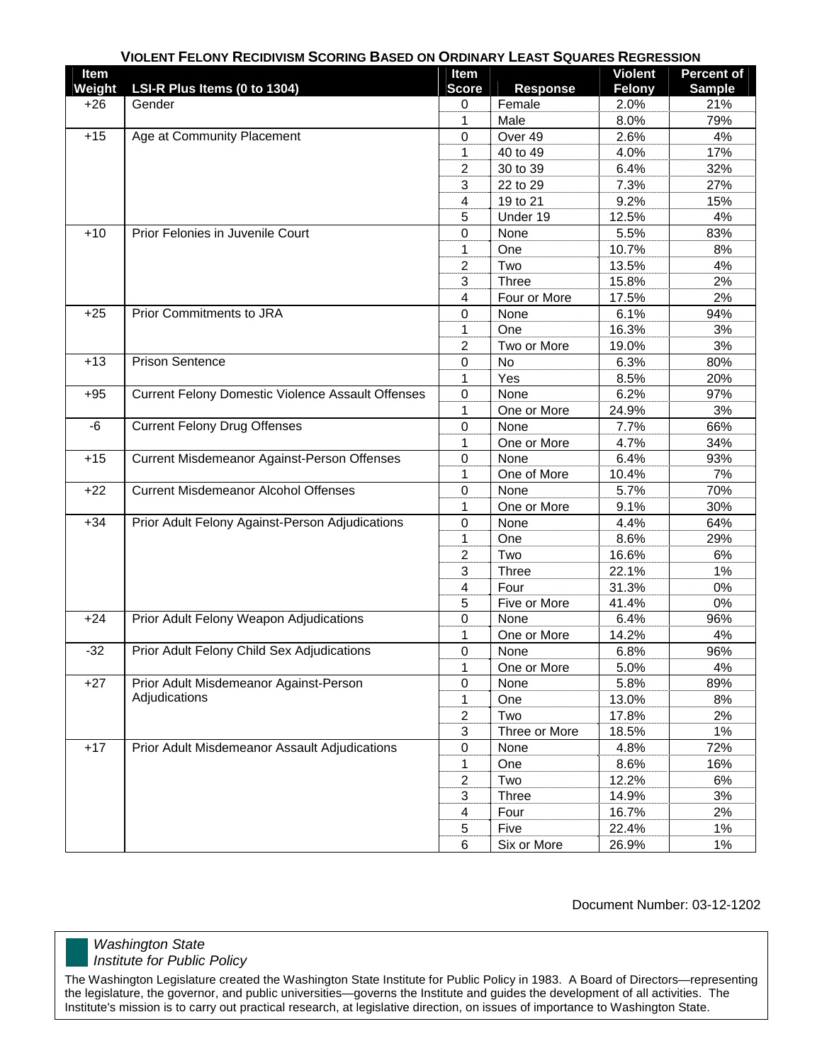### Violent Felony Recidivism Scoring Based on Ordinary Least Squares Regression

| Item Weight | LSI-R Plus Items (0 to 1304) | Item Score | Response | Violent Felony | Percent of Sample |
|---|---|---|---|---|---|
| +26 | Gender | 0 | Female | 2.0% | 21% |
| | | 1 | Male | 8.0% | 79% |
| +15 | Age at Community Placement | 0 | Over 49 | 2.6% | 4% |
| | | 1 | 40 to 49 | 4.0% | 17% |
| | | 2 | 30 to 39 | 6.4% | 32% |
| | | 3 | 22 to 29 | 7.3% | 27% |
| | | 4 | 19 to 21 | 9.2% | 15% |
| | | 5 | Under 19 | 12.5% | 4% |
| +10 | Prior Felonies in Juvenile Court | 0 | None | 5.5% | 83% |
| | | 1 | One | 10.7% | 8% |
| | | 2 | Two | 13.5% | 4% |
| | | 3 | Three | 15.8% | 2% |
| | | 4 | Four or More | 17.5% | 2% |
| +25 | Prior Commitments to JRA | 0 | None | 6.1% | 94% |
| | | 1 | One | 16.3% | 3% |
| | | 2 | Two or More | 19.0% | 3% |
| +13 | Prison Sentence | 0 | No | 6.3% | 80% |
| | | 1 | Yes | 8.5% | 20% |
| +95 | Current Felony Domestic Violence Assault Offenses | 0 | None | 6.2% | 97% |
| | | 1 | One or More | 24.9% | 3% |
| -6 | Current Felony Drug Offenses | 0 | None | 7.7% | 66% |
| | | 1 | One or More | 4.7% | 34% |
| +15 | Current Misdemeanor Against-Person Offenses | 0 | None | 6.4% | 93% |
| | | 1 | One of More | 10.4% | 7% |
| +22 | Current Misdemeanor Alcohol Offenses | 0 | None | 5.7% | 70% |
| | | 1 | One or More | 9.1% | 30% |
| +34 | Prior Adult Felony Against-Person Adjudications | 0 | None | 4.4% | 64% |
| | | 1 | One | 8.6% | 29% |
| | | 2 | Two | 16.6% | 6% |
| | | 3 | Three | 22.1% | 1% |
| | | 4 | Four | 31.3% | 0% |
| | | 5 | Five or More | 41.4% | 0% |
| +24 | Prior Adult Felony Weapon Adjudications | 0 | None | 6.4% | 96% |
| | | 1 | One or More | 14.2% | 4% |
| -32 | Prior Adult Felony Child Sex Adjudications | 0 | None | 6.8% | 96% |
| | | 1 | One or More | 5.0% | 4% |
| +27 | Prior Adult Misdemeanor Against-Person Adjudications | 0 | None | 5.8% | 89% |
| | | 1 | One | 13.0% | 8% |
| | | 2 | Two | 17.8% | 2% |
| | | 3 | Three or More | 18.5% | 1% |
| +17 | Prior Adult Misdemeanor Assault Adjudications | 0 | None | 4.8% | 72% |
| | | 1 | One | 8.6% | 16% |
| | | 2 | Two | 12.2% | 6% |
| | | 3 | Three | 14.9% | 3% |
| | | 4 | Four | 16.7% | 2% |
| | | 5 | Five | 22.4% | 1% |
| | | 6 | Six or More | 26.9% | 1% |

Document Number: 03-12-1202

*Washington State Institute for Public Policy*

The Washington Legislature created the Washington State Institute for Public Policy in 1983. A Board of Directors—representing the legislature, the governor, and public universities—governs the Institute and guides the development of all activities. The Institute's mission is to carry out practical research, at legislative direction, on issues of importance to Washington State.